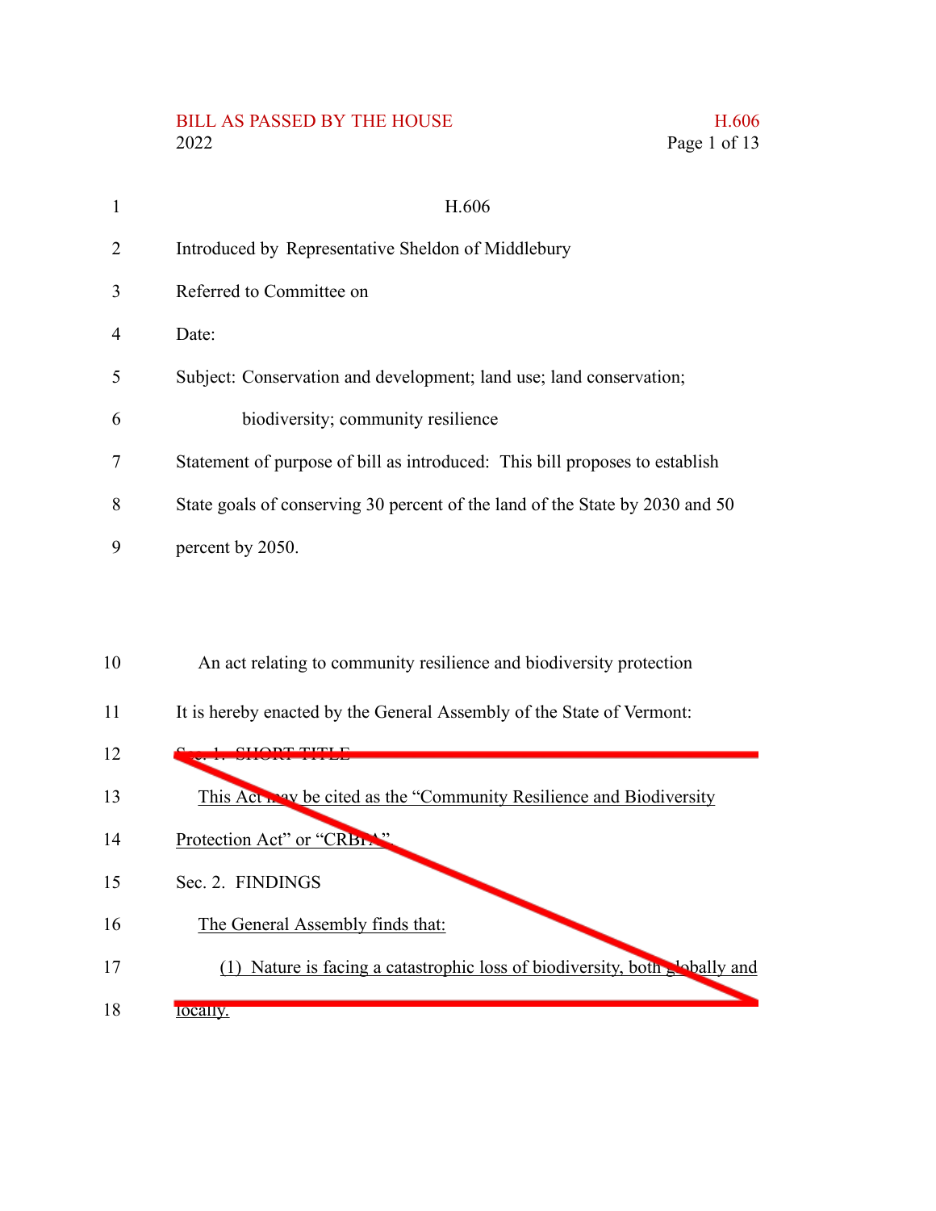BILL AS PASSED BY THE HOUSE
2022

H.606

Introduced by Representative Sheldon of Middlebury

Referred to Committee on

Date:

Subject: Conservation and development; land use; land conservation; biodiversity; community resilience

Statement of purpose of bill as introduced: This bill proposes to establish State goals of conserving 30 percent of the land of the State by 2030 and 50 percent by 2050.

An act relating to community resilience and biodiversity protection

It is hereby enacted by the General Assembly of the State of Vermont:

Sec. 1. SHORT TITLE

This Act may be cited as the "Community Resilience and Biodiversity Protection Act" or "CRBPA".

Sec. 2. FINDINGS

The General Assembly finds that:

(1) Nature is facing a catastrophic loss of biodiversity, both globally and locally.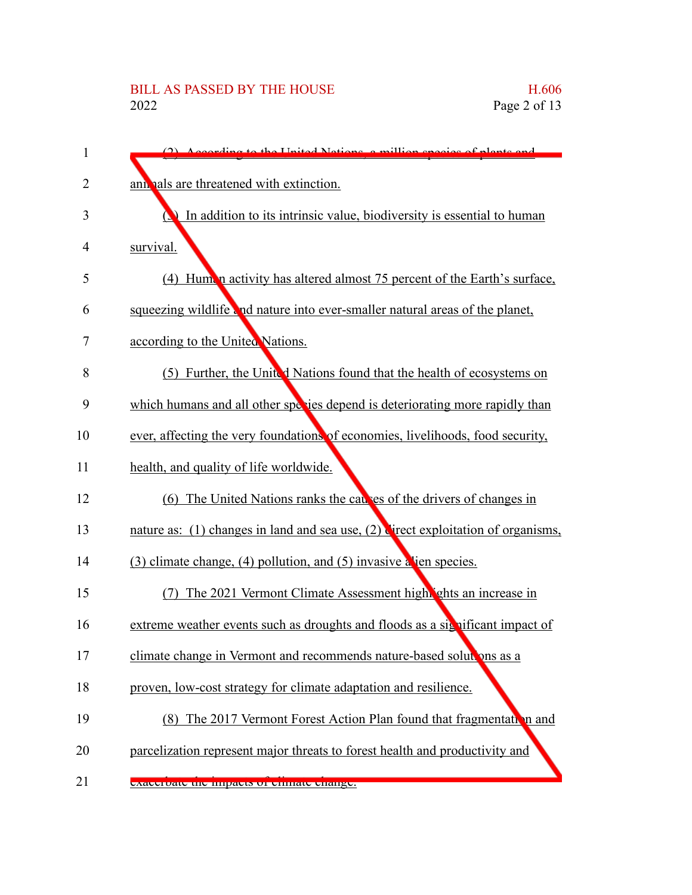(2) According to the United Nations, a million species of plants and animals are threatened with extinction.

(3) In addition to its intrinsic value, biodiversity is essential to human survival.

(4) Human activity has altered almost 75 percent of the Earth's surface, squeezing wildlife and nature into ever-smaller natural areas of the planet, according to the United Nations.

(5) Further, the United Nations found that the health of ecosystems on which humans and all other species depend is deteriorating more rapidly than ever, affecting the very foundations of economies, livelihoods, food security, health, and quality of life worldwide.

(6) The United Nations ranks the causes of the drivers of changes in nature as: (1) changes in land and sea use, (2) direct exploitation of organisms, (3) climate change, (4) pollution, and (5) invasive alien species.

(7) The 2021 Vermont Climate Assessment highlights an increase in extreme weather events such as droughts and floods as a significant impact of climate change in Vermont and recommends nature-based solutions as a proven, low-cost strategy for climate adaptation and resilience.

(8) The 2017 Vermont Forest Action Plan found that fragmentation and parcelization represent major threats to forest health and productivity and exacerbate the impacts of climate change.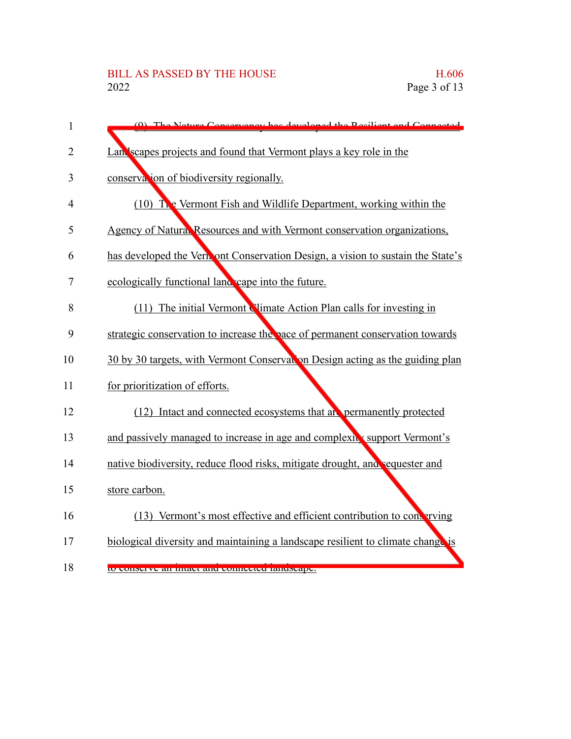(9) The Nature Conservancy has developed the Resilient and Connected Landscapes projects and found that Vermont plays a key role in the conservation of biodiversity regionally.

(10) The Vermont Fish and Wildlife Department, working within the Agency of Natural Resources and with Vermont conservation organizations, has developed the Vermont Conservation Design, a vision to sustain the State's ecologically functional landscape into the future.

(11) The initial Vermont Climate Action Plan calls for investing in strategic conservation to increase the pace of permanent conservation towards 30 by 30 targets, with Vermont Conservation Design acting as the guiding plan for prioritization of efforts.

(12) Intact and connected ecosystems that are permanently protected and passively managed to increase in age and complexity support Vermont's native biodiversity, reduce flood risks, mitigate drought, and sequester and store carbon.

(13) Vermont's most effective and efficient contribution to conserving biological diversity and maintaining a landscape resilient to climate change is to conserve an intact and connected landscape.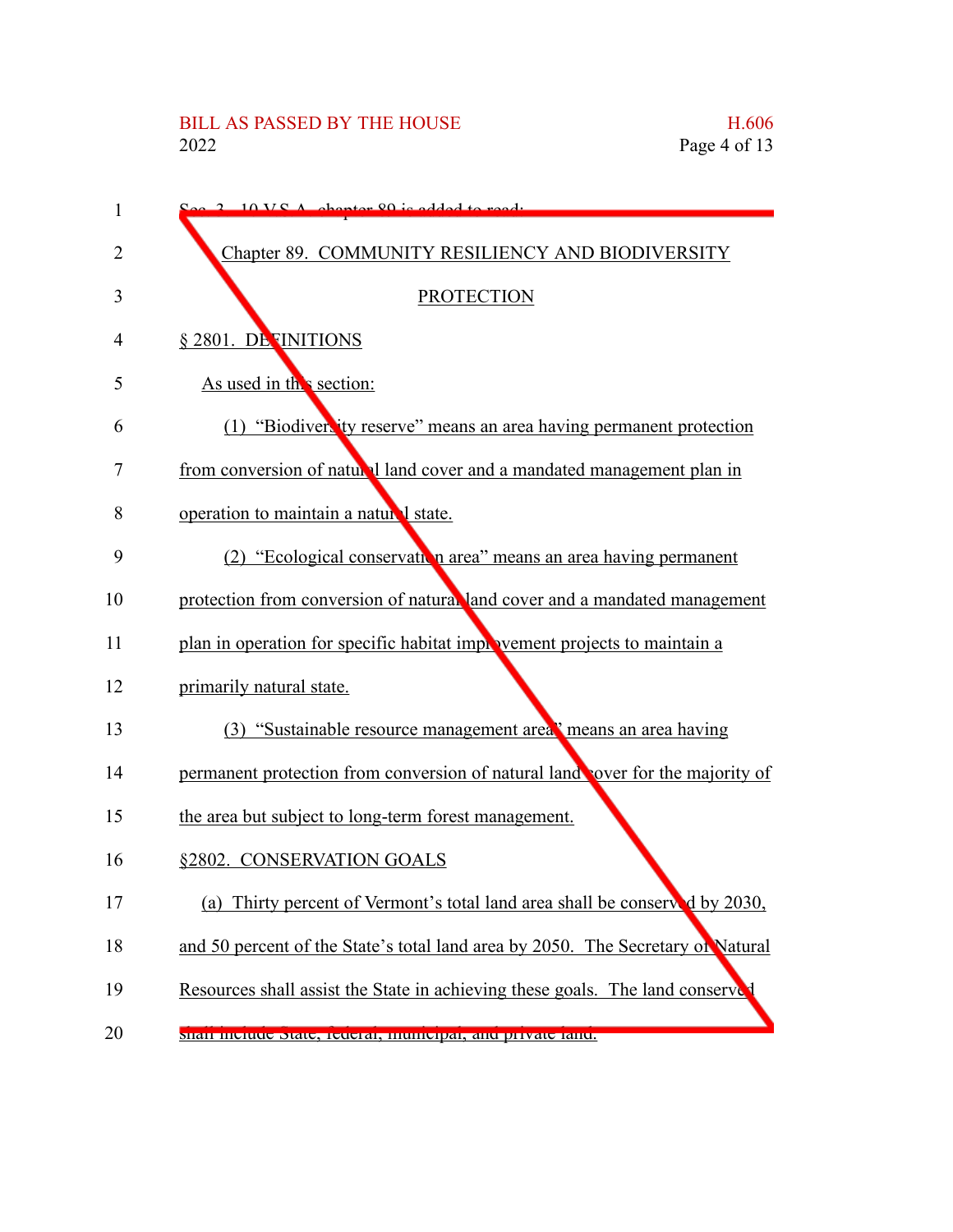Sec. 3. 10 V.S.A. chapter 89 is added to read:

Chapter 89. COMMUNITY RESILIENCY AND BIODIVERSITY PROTECTION

§ 2801. DEFINITIONS

As used in this section:

(1) "Biodiversity reserve" means an area having permanent protection from conversion of natural land cover and a mandated management plan in operation to maintain a natural state.

(2) "Ecological conservation area" means an area having permanent protection from conversion of natural land cover and a mandated management plan in operation for specific habitat improvement projects to maintain a primarily natural state.

(3) "Sustainable resource management area" means an area having permanent protection from conversion of natural land cover for the majority of the area but subject to long-term forest management.

§2802. CONSERVATION GOALS

(a) Thirty percent of Vermont's total land area shall be conserved by 2030, and 50 percent of the State's total land area by 2050. The Secretary of Natural Resources shall assist the State in achieving these goals. The land conserved shall include State, federal, municipal, and private land.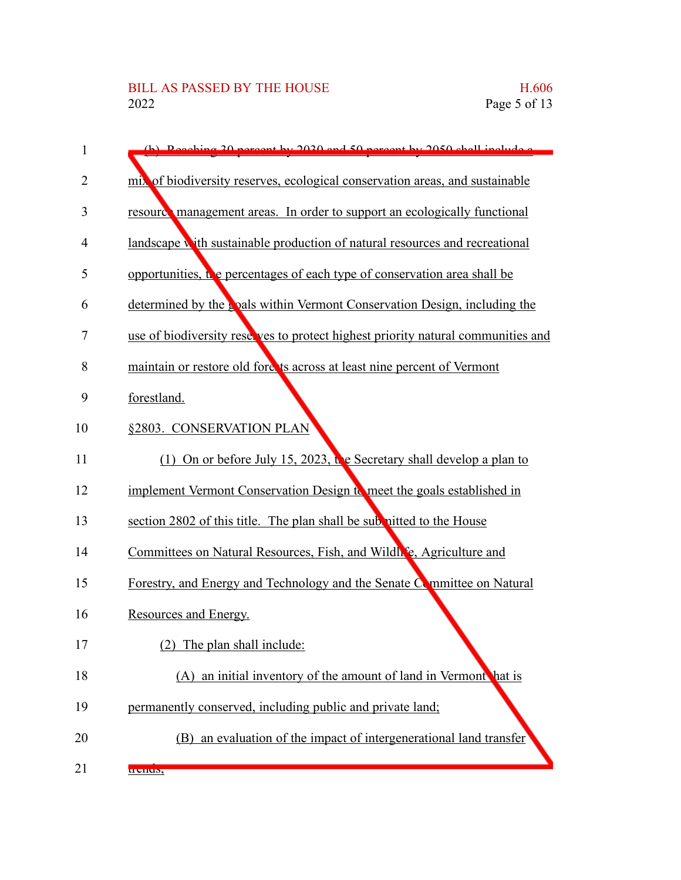(b) Reaching 30 percent by 2030 and 50 percent by 2050 shall include a mix of biodiversity reserves, ecological conservation areas, and sustainable resource management areas. In order to support an ecologically functional landscape with sustainable production of natural resources and recreational opportunities, the percentages of each type of conservation area shall be determined by the goals within Vermont Conservation Design, including the use of biodiversity reserves to protect highest priority natural communities and maintain or restore old forests across at least nine percent of Vermont forestland.

§2803. CONSERVATION PLAN

(1) On or before July 15, 2023, the Secretary shall develop a plan to implement Vermont Conservation Design to meet the goals established in section 2802 of this title. The plan shall be submitted to the House Committees on Natural Resources, Fish, and Wildlife, Agriculture and Forestry, and Energy and Technology and the Senate Committee on Natural Resources and Energy.

(2) The plan shall include:

(A) an initial inventory of the amount of land in Vermont that is permanently conserved, including public and private land;

(B) an evaluation of the impact of intergenerational land transfer trends;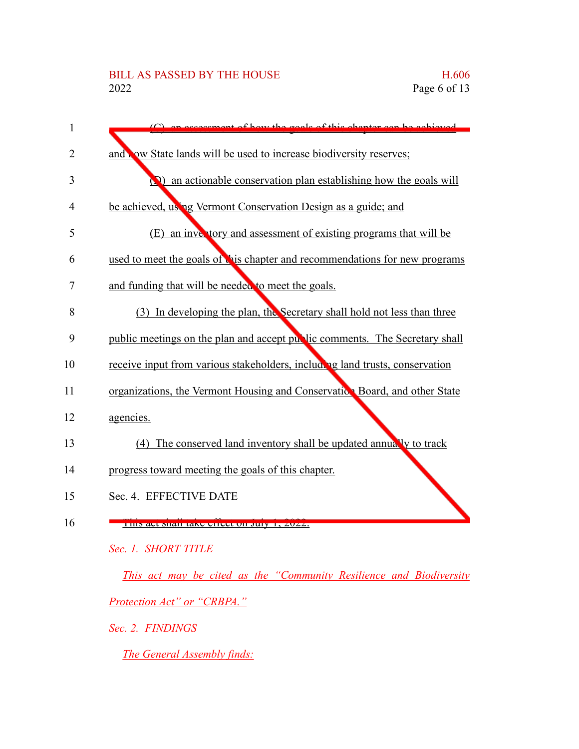(C) an assessment of how the goals of this chapter can be achieved and how State lands will be used to increase biodiversity reserves;

(D) an actionable conservation plan establishing how the goals will be achieved, using Vermont Conservation Design as a guide; and

(E) an inventory and assessment of existing programs that will be used to meet the goals of this chapter and recommendations for new programs and funding that will be needed to meet the goals.

(3) In developing the plan, the Secretary shall hold not less than three public meetings on the plan and accept public comments. The Secretary shall receive input from various stakeholders, including land trusts, conservation organizations, the Vermont Housing and Conservation Board, and other State agencies.

(4) The conserved land inventory shall be updated annually to track progress toward meeting the goals of this chapter.

Sec. 4. EFFECTIVE DATE

This act shall take effect on July 1, 2022.

*Sec. 1. SHORT TITLE*

*This act may be cited as the "Community Resilience and Biodiversity Protection Act" or "CRBPA."*

*Sec. 2. FINDINGS*

*The General Assembly finds:*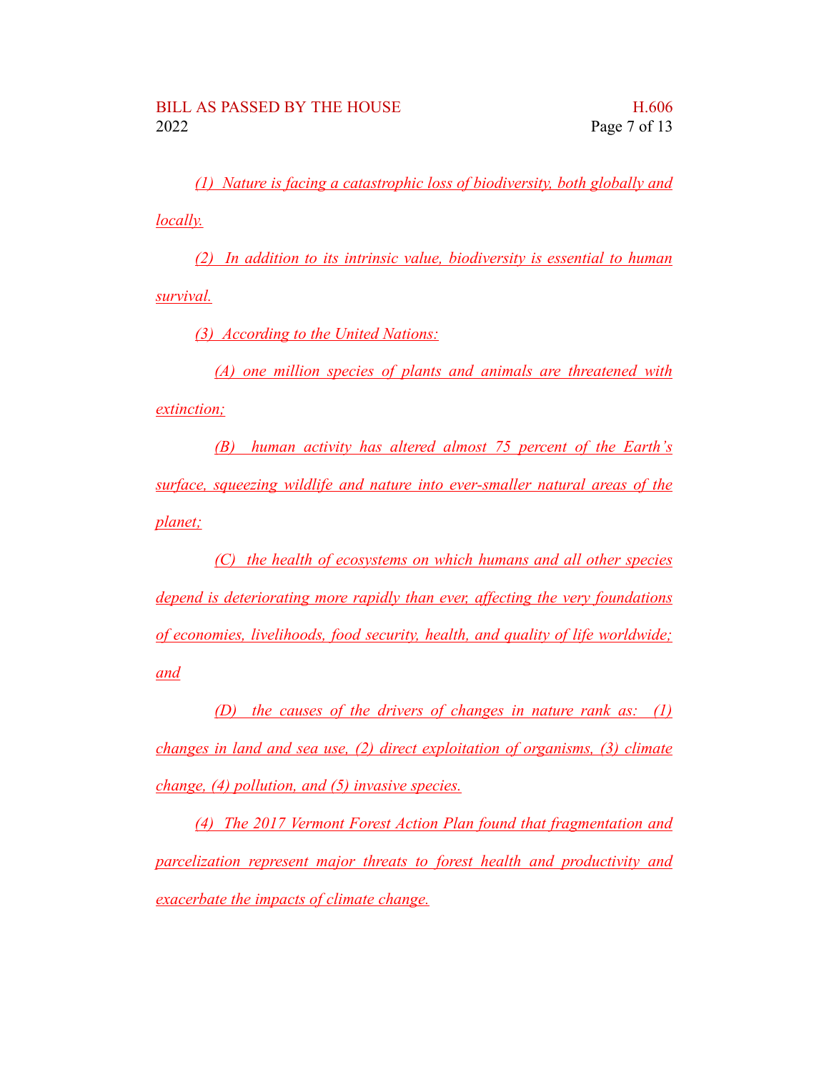*(1) Nature is facing a catastrophic loss of biodiversity, both globally and locally.*

*(2) In addition to its intrinsic value, biodiversity is essential to human survival.*

*(3) According to the United Nations:*

*(A) one million species of plants and animals are threatened with extinction;*

*(B) human activity has altered almost 75 percent of the Earth's surface, squeezing wildlife and nature into ever-smaller natural areas of the planet;*

*(C) the health of ecosystems on which humans and all other species depend is deteriorating more rapidly than ever, affecting the very foundations of economies, livelihoods, food security, health, and quality of life worldwide; and*

*(D) the causes of the drivers of changes in nature rank as: (1) changes in land and sea use, (2) direct exploitation of organisms, (3) climate change, (4) pollution, and (5) invasive species.*

*(4) The 2017 Vermont Forest Action Plan found that fragmentation and parcelization represent major threats to forest health and productivity and exacerbate the impacts of climate change.*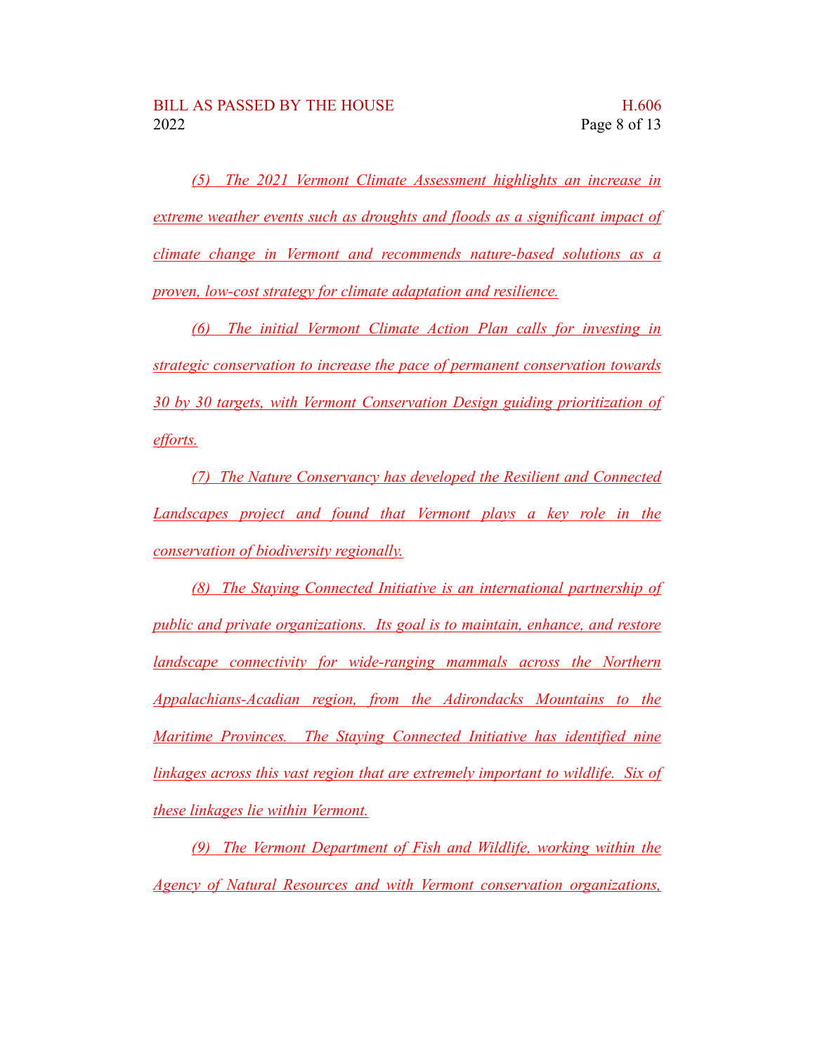*(5) The 2021 Vermont Climate Assessment highlights an increase in extreme weather events such as droughts and floods as a significant impact of climate change in Vermont and recommends nature-based solutions as a proven, low-cost strategy for climate adaptation and resilience.*

*(6) The initial Vermont Climate Action Plan calls for investing in strategic conservation to increase the pace of permanent conservation towards 30 by 30 targets, with Vermont Conservation Design guiding prioritization of efforts.*

*(7) The Nature Conservancy has developed the Resilient and Connected Landscapes project and found that Vermont plays a key role in the conservation of biodiversity regionally.*

*(8) The Staying Connected Initiative is an international partnership of public and private organizations. Its goal is to maintain, enhance, and restore landscape connectivity for wide-ranging mammals across the Northern Appalachians-Acadian region, from the Adirondacks Mountains to the Maritime Provinces. The Staying Connected Initiative has identified nine linkages across this vast region that are extremely important to wildlife. Six of these linkages lie within Vermont.*

*(9) The Vermont Department of Fish and Wildlife, working within the Agency of Natural Resources and with Vermont conservation organizations,*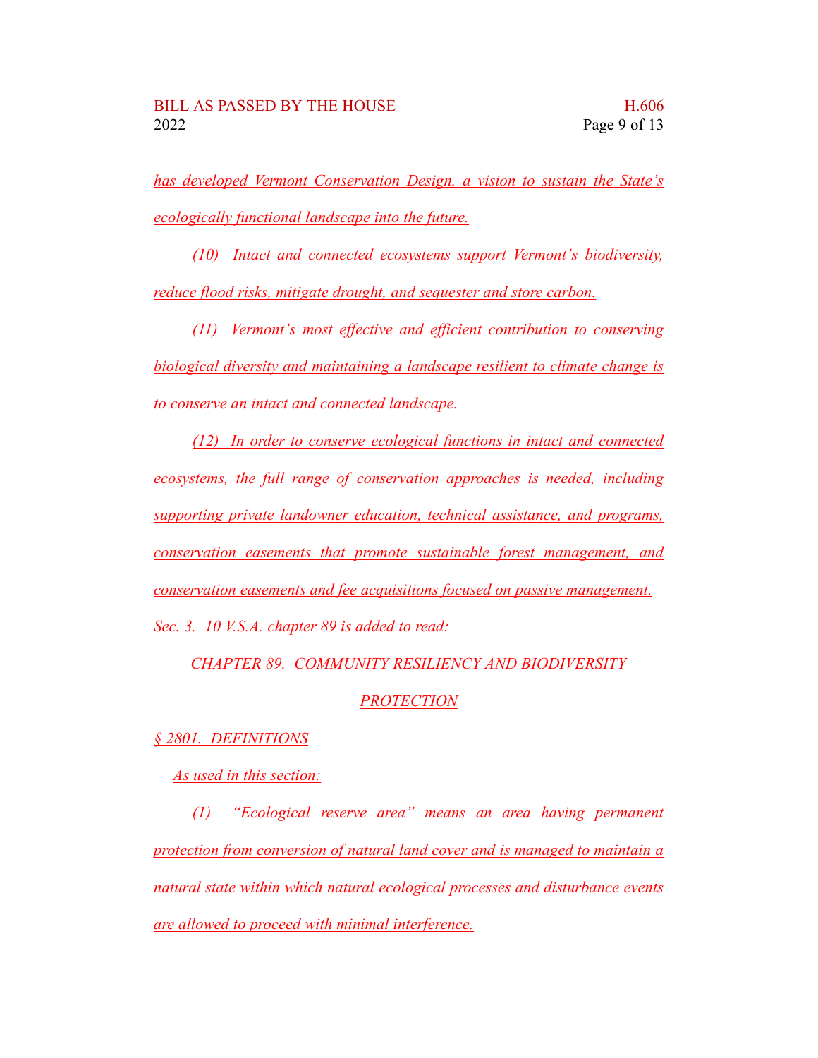*has developed Vermont Conservation Design, a vision to sustain the State's ecologically functional landscape into the future.*

*(10) Intact and connected ecosystems support Vermont's biodiversity, reduce flood risks, mitigate drought, and sequester and store carbon.*

*(11) Vermont's most effective and efficient contribution to conserving biological diversity and maintaining a landscape resilient to climate change is to conserve an intact and connected landscape.*

*(12) In order to conserve ecological functions in intact and connected ecosystems, the full range of conservation approaches is needed, including supporting private landowner education, technical assistance, and programs, conservation easements that promote sustainable forest management, and conservation easements and fee acquisitions focused on passive management.*

*Sec. 3. 10 V.S.A. chapter 89 is added to read:*

*CHAPTER 89. COMMUNITY RESILIENCY AND BIODIVERSITY PROTECTION*

*§ 2801. DEFINITIONS*

*As used in this section:*

*(1) "Ecological reserve area" means an area having permanent protection from conversion of natural land cover and is managed to maintain a natural state within which natural ecological processes and disturbance events are allowed to proceed with minimal interference.*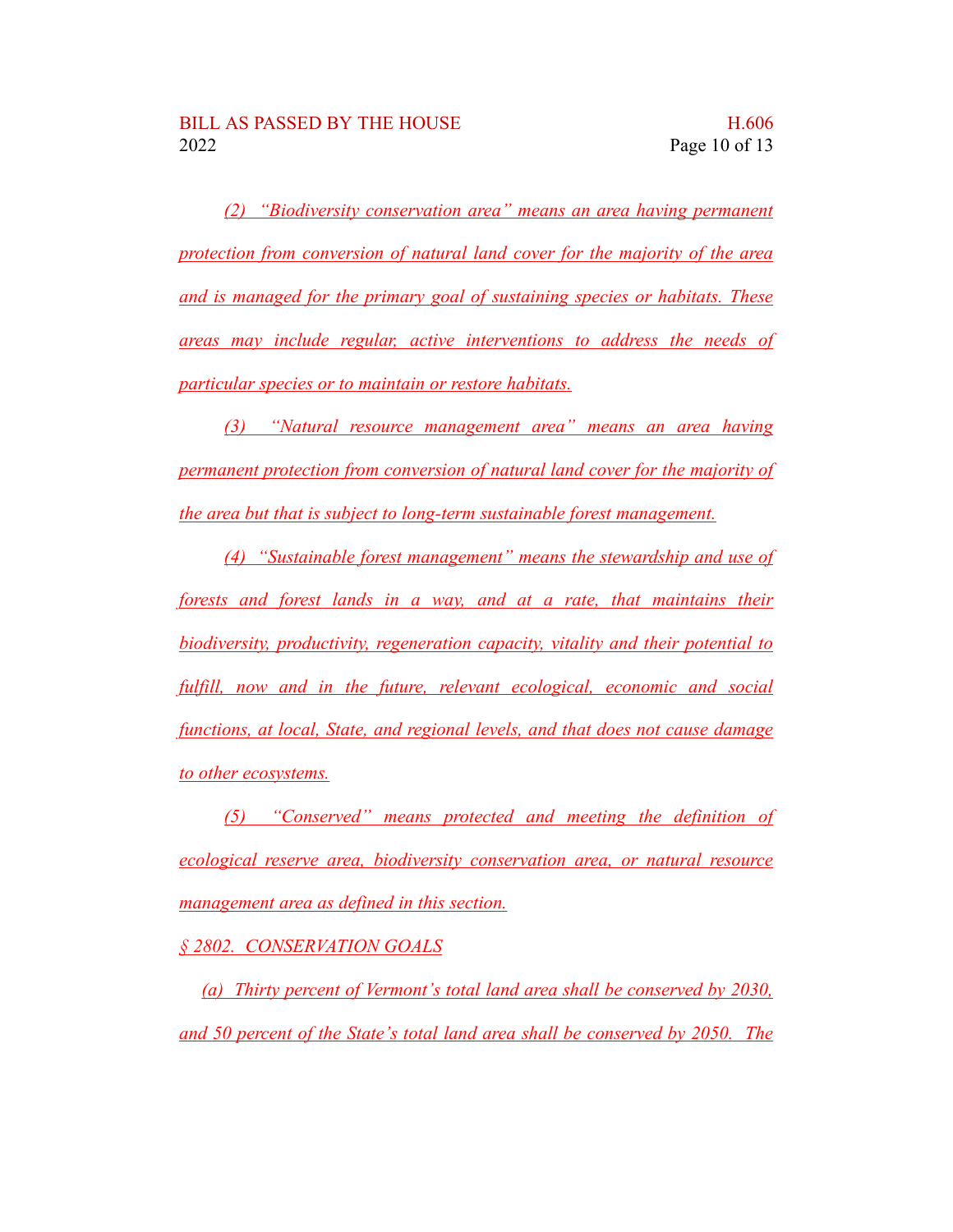*(2) "Biodiversity conservation area" means an area having permanent protection from conversion of natural land cover for the majority of the area and is managed for the primary goal of sustaining species or habitats. These areas may include regular, active interventions to address the needs of particular species or to maintain or restore habitats.*

*(3) "Natural resource management area" means an area having permanent protection from conversion of natural land cover for the majority of the area but that is subject to long-term sustainable forest management.*

*(4) "Sustainable forest management" means the stewardship and use of forests and forest lands in a way, and at a rate, that maintains their biodiversity, productivity, regeneration capacity, vitality and their potential to fulfill, now and in the future, relevant ecological, economic and social functions, at local, State, and regional levels, and that does not cause damage to other ecosystems.*

*(5) "Conserved" means protected and meeting the definition of ecological reserve area, biodiversity conservation area, or natural resource management area as defined in this section.*

*§ 2802. CONSERVATION GOALS*

*(a) Thirty percent of Vermont's total land area shall be conserved by 2030, and 50 percent of the State's total land area shall be conserved by 2050. The*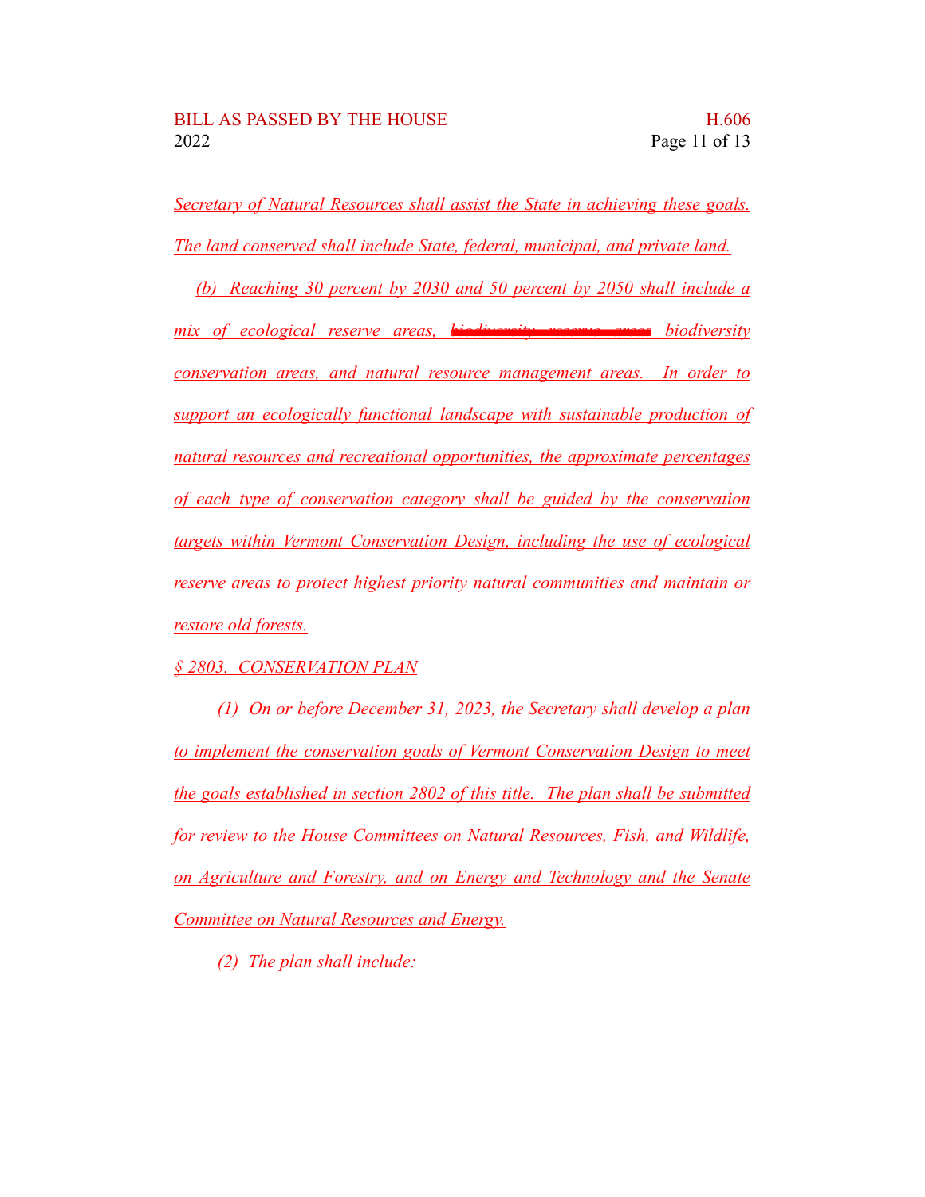Secretary of Natural Resources shall assist the State in achieving these goals. The land conserved shall include State, federal, municipal, and private land.

(b) Reaching 30 percent by 2030 and 50 percent by 2050 shall include a mix of ecological reserve areas, ~~biodiversity reserve areas~~ biodiversity conservation areas, and natural resource management areas. In order to support an ecologically functional landscape with sustainable production of natural resources and recreational opportunities, the approximate percentages of each type of conservation category shall be guided by the conservation targets within Vermont Conservation Design, including the use of ecological reserve areas to protect highest priority natural communities and maintain or restore old forests.

§ 2803. CONSERVATION PLAN

(1) On or before December 31, 2023, the Secretary shall develop a plan to implement the conservation goals of Vermont Conservation Design to meet the goals established in section 2802 of this title. The plan shall be submitted for review to the House Committees on Natural Resources, Fish, and Wildlife, on Agriculture and Forestry, and on Energy and Technology and the Senate Committee on Natural Resources and Energy.

(2) The plan shall include: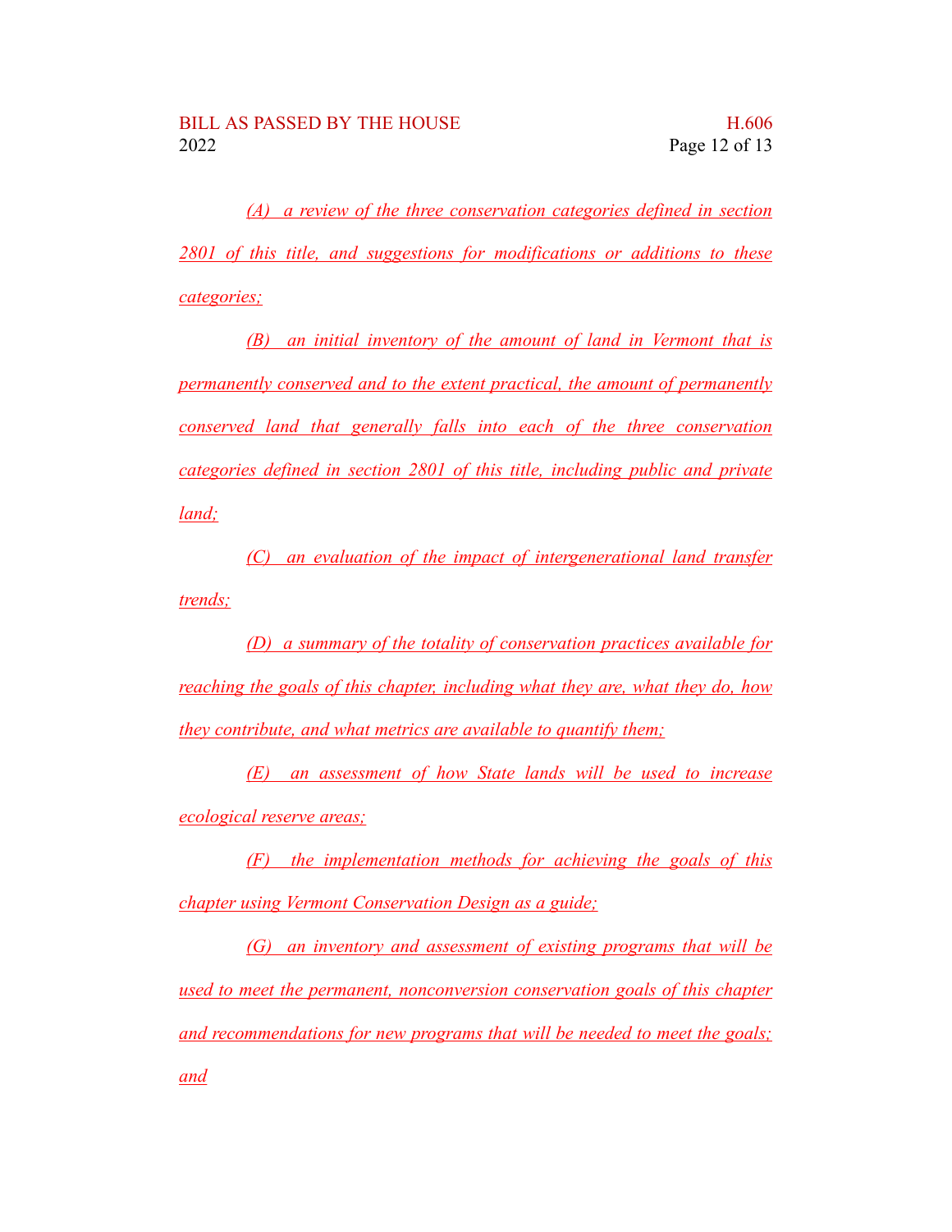*(A) a review of the three conservation categories defined in section 2801 of this title, and suggestions for modifications or additions to these categories;*

*(B) an initial inventory of the amount of land in Vermont that is permanently conserved and to the extent practical, the amount of permanently conserved land that generally falls into each of the three conservation categories defined in section 2801 of this title, including public and private land;*

*(C) an evaluation of the impact of intergenerational land transfer trends;*

*(D) a summary of the totality of conservation practices available for reaching the goals of this chapter, including what they are, what they do, how they contribute, and what metrics are available to quantify them;*

*(E) an assessment of how State lands will be used to increase ecological reserve areas;*

*(F) the implementation methods for achieving the goals of this chapter using Vermont Conservation Design as a guide;*

*(G) an inventory and assessment of existing programs that will be used to meet the permanent, nonconversion conservation goals of this chapter and recommendations for new programs that will be needed to meet the goals; and*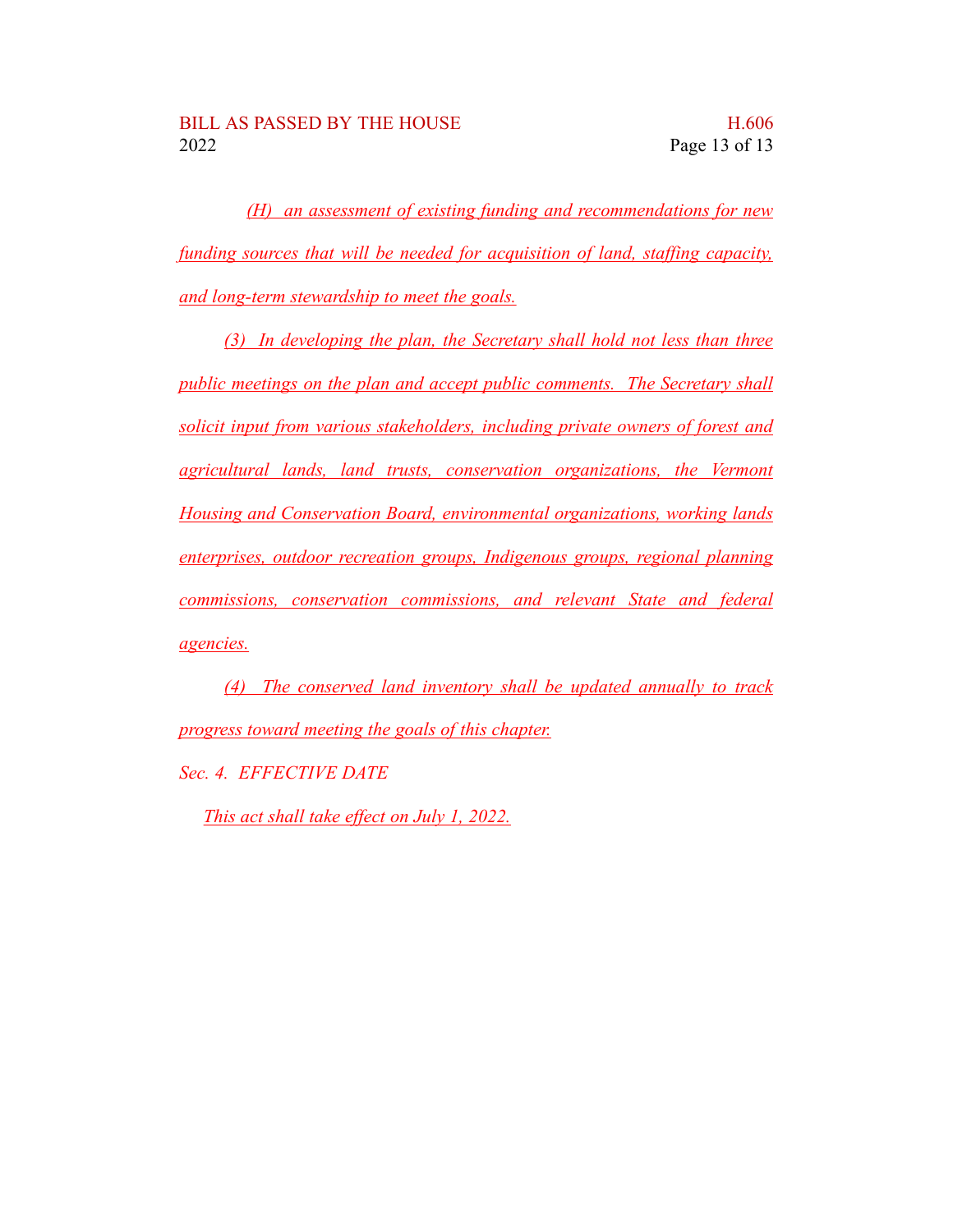*(H) an assessment of existing funding and recommendations for new funding sources that will be needed for acquisition of land, staffing capacity, and long-term stewardship to meet the goals.*

*(3) In developing the plan, the Secretary shall hold not less than three public meetings on the plan and accept public comments. The Secretary shall solicit input from various stakeholders, including private owners of forest and agricultural lands, land trusts, conservation organizations, the Vermont Housing and Conservation Board, environmental organizations, working lands enterprises, outdoor recreation groups, Indigenous groups, regional planning commissions, conservation commissions, and relevant State and federal agencies.*

*(4) The conserved land inventory shall be updated annually to track progress toward meeting the goals of this chapter.*

*Sec. 4. EFFECTIVE DATE*

*This act shall take effect on July 1, 2022.*